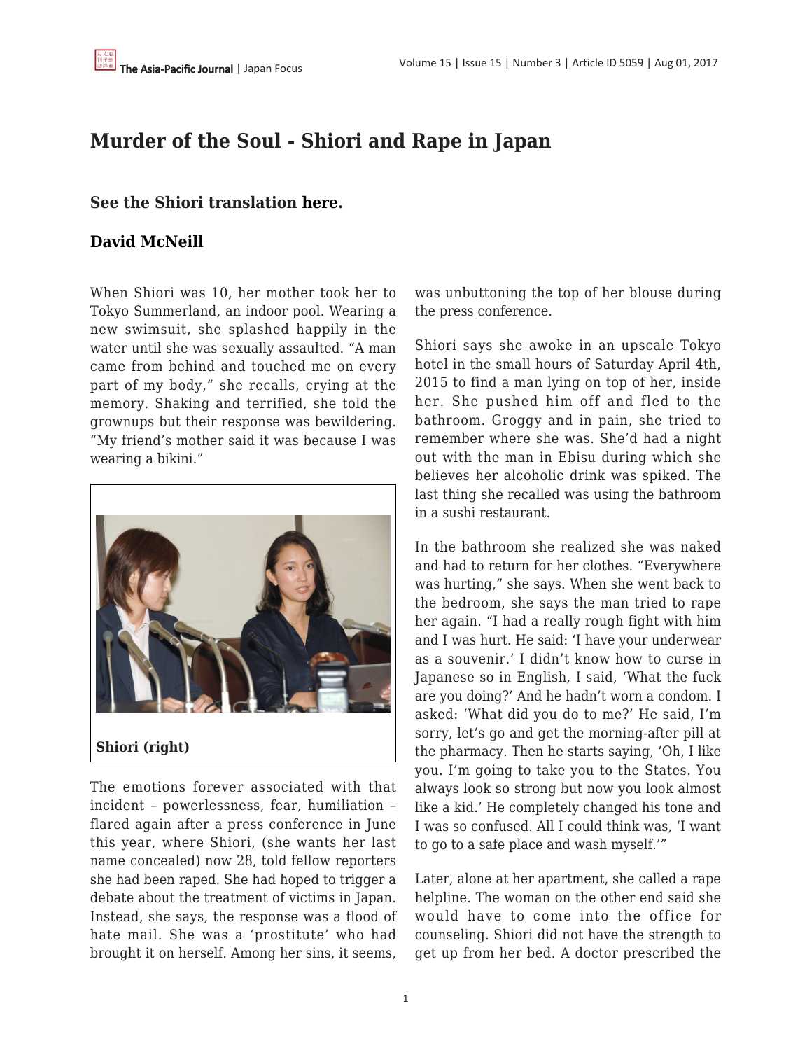# Murder of the Soul - Shiori and Rape in Japan

### See the Shiori translation here.

### David McNeill

When Shiori was 10, her mother took her to Tokyo Summerland, an indoor pool. Wearing a new swimsuit, she splashed happily in the water until she was sexually assaulted. "A man came from behind and touched me on every part of my body," she recalls, crying at the memory. Shaking and terrified, she told the grownups but their response was bewildering. "My friend's mother said it was because I was wearing a bikini."

**Shiori (right)**

The emotions forever associated with that incident – powerlessness, fear, humiliation – flared again after a press conference in June this year, where Shiori, (she wants her last name concealed) now 28, told fellow reporters she had been raped. She had hoped to trigger a debate about the treatment of victims in Japan. Instead, she says, the response was a flood of hate mail. She was a 'prostitute' who had brought it on herself. Among her sins, it seems, was unbuttoning the top of her blouse during the press conference.

Shiori says she awoke in an upscale Tokyo hotel in the small hours of Saturday April 4th, 2015 to find a man lying on top of her, inside her. She pushed him off and fled to the bathroom. Groggy and in pain, she tried to remember where she was. She'd had a night out with the man in Ebisu during which she believes her alcoholic drink was spiked. The last thing she recalled was using the bathroom in a sushi restaurant.

In the bathroom she realized she was naked and had to return for her clothes. "Everywhere was hurting," she says. When she went back to the bedroom, she says the man tried to rape her again. "I had a really rough fight with him and I was hurt. He said: 'I have your underwear as a souvenir.' I didn't know how to curse in Japanese so in English, I said, 'What the fuck are you doing?' And he hadn't worn a condom. I asked: 'What did you do to me?' He said, I'm sorry, let's go and get the morning-after pill at the pharmacy. Then he starts saying, 'Oh, I like you. I'm going to take you to the States. You always look so strong but now you look almost like a kid.' He completely changed his tone and I was so confused. All I could think was, 'I want to go to a safe place and wash myself.'"

Later, alone at her apartment, she called a rape helpline. The woman on the other end said she would have to come into the office for counseling. Shiori did not have the strength to get up from her bed. A doctor prescribed the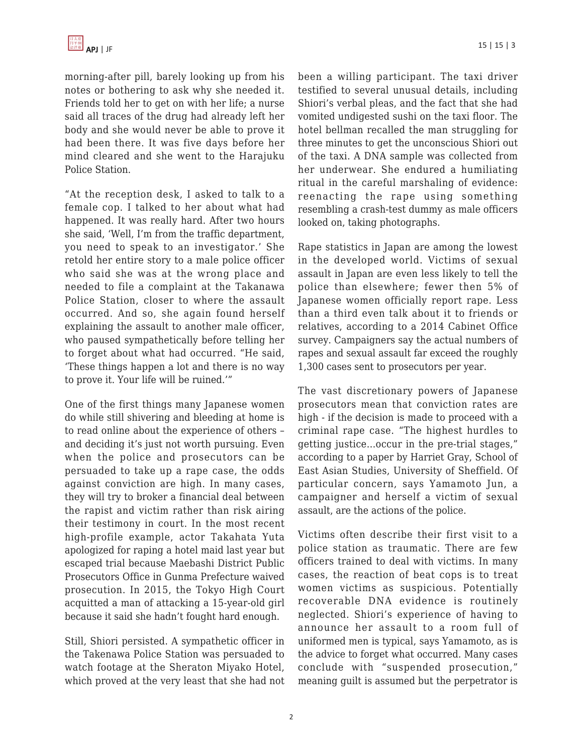morning-after pill, barely looking up from his notes or bothering to ask why she needed it. Friends told her to get on with her life; a nurse said all traces of the drug had already left her body and she would never be able to prove it had been there. It was five days before her mind cleared and she went to the Harajuku Police Station.

"At the reception desk, I asked to talk to a female cop. I talked to her about what had happened. It was really hard. After two hours she said, 'Well, I'm from the traffic department, you need to speak to an investigator.' She retold her entire story to a male police officer who said she was at the wrong place and needed to file a complaint at the Takanawa Police Station, closer to where the assault occurred. And so, she again found herself explaining the assault to another male officer, who paused sympathetically before telling her to forget about what had occurred. "He said, 'These things happen a lot and there is no way to prove it. Your life will be ruined.'"

One of the first things many Japanese women do while still shivering and bleeding at home is to read online about the experience of others – and deciding it's just not worth pursuing. Even when the police and prosecutors can be persuaded to take up a rape case, the odds against conviction are high. In many cases, they will try to broker a financial deal between the rapist and victim rather than risk airing their testimony in court. In the most recent high-profile example, actor Takahata Yuta apologized for raping a hotel maid last year but escaped trial because Maebashi District Public Prosecutors Office in Gunma Prefecture waived prosecution. In 2015, the Tokyo High Court acquitted a man of attacking a 15-year-old girl because it said she hadn't fought hard enough.

Still, Shiori persisted. A sympathetic officer in the Takenawa Police Station was persuaded to watch footage at the Sheraton Miyako Hotel, which proved at the very least that she had not been a willing participant. The taxi driver testified to several unusual details, including Shiori's verbal pleas, and the fact that she had vomited undigested sushi on the taxi floor. The hotel bellman recalled the man struggling for three minutes to get the unconscious Shiori out of the taxi. A DNA sample was collected from her underwear. She endured a humiliating ritual in the careful marshaling of evidence: reenacting the rape using something resembling a crash-test dummy as male officers looked on, taking photographs.

Rape statistics in Japan are among the lowest in the developed world. Victims of sexual assault in Japan are even less likely to tell the police than elsewhere; fewer then 5% of Japanese women officially report rape. Less than a third even talk about it to friends or relatives, according to a 2014 Cabinet Office survey. Campaigners say the actual numbers of rapes and sexual assault far exceed the roughly 1,300 cases sent to prosecutors per year.

The vast discretionary powers of Japanese prosecutors mean that conviction rates are high - if the decision is made to proceed with a criminal rape case. "The highest hurdles to getting justice...occur in the pre-trial stages," according to a paper by Harriet Gray, School of East Asian Studies, University of Sheffield. Of particular concern, says Yamamoto Jun, a campaigner and herself a victim of sexual assault, are the actions of the police.

Victims often describe their first visit to a police station as traumatic. There are few officers trained to deal with victims. In many cases, the reaction of beat cops is to treat women victims as suspicious. Potentially recoverable DNA evidence is routinely neglected. Shiori's experience of having to announce her assault to a room full of uniformed men is typical, says Yamamoto, as is the advice to forget what occurred. Many cases conclude with "suspended prosecution," meaning guilt is assumed but the perpetrator is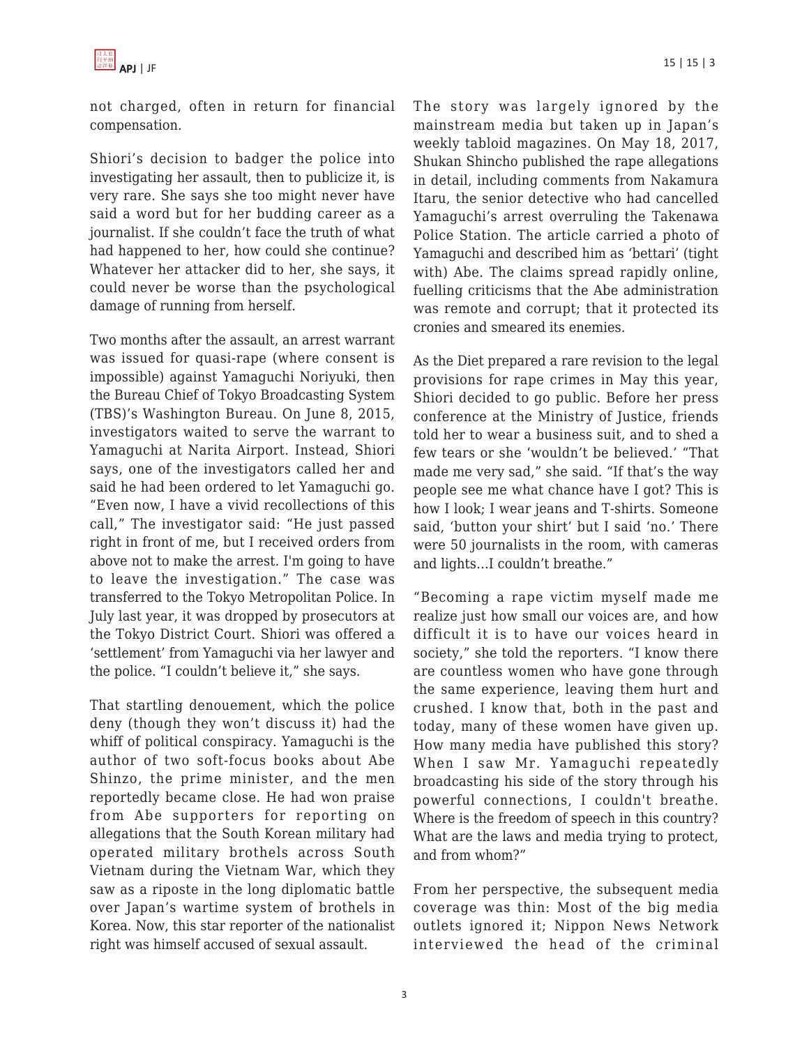not charged, often in return for financial compensation.

Shiori's decision to badger the police into investigating her assault, then to publicize it, is very rare. She says she too might never have said a word but for her budding career as a journalist. If she couldn't face the truth of what had happened to her, how could she continue? Whatever her attacker did to her, she says, it could never be worse than the psychological damage of running from herself.

Two months after the assault, an arrest warrant was issued for quasi-rape (where consent is impossible) against Yamaguchi Noriyuki, then the Bureau Chief of Tokyo Broadcasting System (TBS)'s Washington Bureau. On June 8, 2015, investigators waited to serve the warrant to Yamaguchi at Narita Airport. Instead, Shiori says, one of the investigators called her and said he had been ordered to let Yamaguchi go. "Even now, I have a vivid recollections of this call," The investigator said: "He just passed right in front of me, but I received orders from above not to make the arrest. I'm going to have to leave the investigation." The case was transferred to the Tokyo Metropolitan Police. In July last year, it was dropped by prosecutors at the Tokyo District Court. Shiori was offered a 'settlement' from Yamaguchi via her lawyer and the police. "I couldn't believe it," she says.

That startling denouement, which the police deny (though they won't discuss it) had the whiff of political conspiracy. Yamaguchi is the author of two soft-focus books about Abe Shinzo, the prime minister, and the men reportedly became close. He had won praise from Abe supporters for reporting on allegations that the South Korean military had operated military brothels across South Vietnam during the Vietnam War, which they saw as a riposte in the long diplomatic battle over Japan's wartime system of brothels in Korea. Now, this star reporter of the nationalist right was himself accused of sexual assault.

The story was largely ignored by the mainstream media but taken up in Japan's weekly tabloid magazines. On May 18, 2017, Shukan Shincho published the rape allegations in detail, including comments from Nakamura Itaru, the senior detective who had cancelled Yamaguchi's arrest overruling the Takenawa Police Station. The article carried a photo of Yamaguchi and described him as 'bettari' (tight with) Abe. The claims spread rapidly online, fuelling criticisms that the Abe administration was remote and corrupt; that it protected its cronies and smeared its enemies.

As the Diet prepared a rare revision to the legal provisions for rape crimes in May this year, Shiori decided to go public. Before her press conference at the Ministry of Justice, friends told her to wear a business suit, and to shed a few tears or she 'wouldn't be believed.' "That made me very sad," she said. "If that's the way people see me what chance have I got? This is how I look; I wear jeans and T-shirts. Someone said, 'button your shirt' but I said 'no.' There were 50 journalists in the room, with cameras and lights…I couldn't breathe."

"Becoming a rape victim myself made me realize just how small our voices are, and how difficult it is to have our voices heard in society," she told the reporters. "I know there are countless women who have gone through the same experience, leaving them hurt and crushed. I know that, both in the past and today, many of these women have given up. How many media have published this story? When I saw Mr. Yamaguchi repeatedly broadcasting his side of the story through his powerful connections, I couldn't breathe. Where is the freedom of speech in this country? What are the laws and media trying to protect, and from whom?"

From her perspective, the subsequent media coverage was thin: Most of the big media outlets ignored it; Nippon News Network interviewed the head of the criminal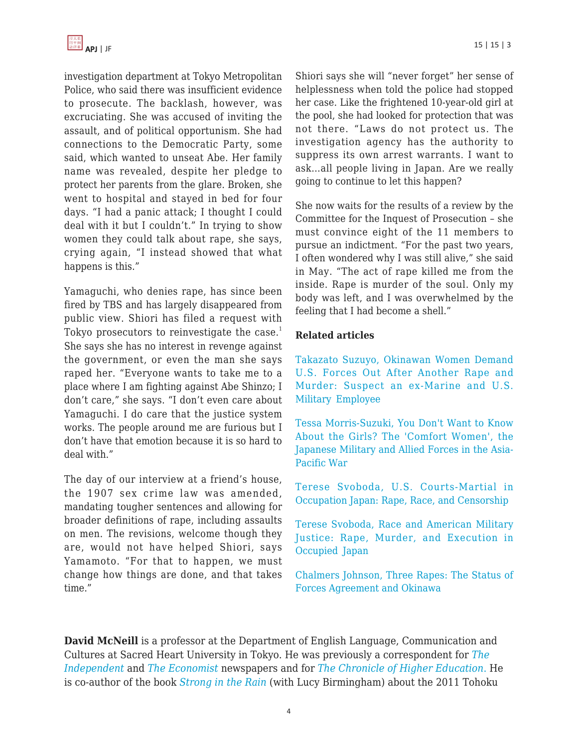investigation department at Tokyo Metropolitan Police, who said there was insufficient evidence to prosecute. The backlash, however, was excruciating. She was accused of inviting the assault, and of political opportunism. She had connections to the Democratic Party, some said, which wanted to unseat Abe. Her family name was revealed, despite her pledge to protect her parents from the glare. Broken, she went to hospital and stayed in bed for four days. "I had a panic attack; I thought I could deal with it but I couldn't." In trying to show women they could talk about rape, she says, crying again, "I instead showed that what happens is this."

Yamaguchi, who denies rape, has since been fired by TBS and has largely disappeared from public view. Shiori has filed a request with Tokyo prosecutors to reinvestigate the case.[1] She says she has no interest in revenge against the government, or even the man she says raped her. "Everyone wants to take me to a place where I am fighting against Abe Shinzo; I don't care," she says. "I don't even care about Yamaguchi. I do care that the justice system works. The people around me are furious but I don't have that emotion because it is so hard to deal with."

The day of our interview at a friend's house, the 1907 sex crime law was amended, mandating tougher sentences and allowing for broader definitions of rape, including assaults on men. The revisions, welcome though they are, would not have helped Shiori, says Yamamoto. "For that to happen, we must change how things are done, and that takes time."

Shiori says she will "never forget" her sense of helplessness when told the police had stopped her case. Like the frightened 10-year-old girl at the pool, she had looked for protection that was not there. "Laws do not protect us. The investigation agency has the authority to suppress its own arrest warrants. I want to ask...all people living in Japan. Are we really going to continue to let this happen?

She now waits for the results of a review by the Committee for the Inquest of Prosecution – she must convince eight of the 11 members to pursue an indictment. "For the past two years, I often wondered why I was still alive," she said in May. "The act of rape killed me from the inside. Rape is murder of the soul. Only my body was left, and I was overwhelmed by the feeling that I had become a shell."

**Related articles**

Takazato Suzuyo, Okinawan Women Demand U.S. Forces Out After Another Rape and Murder: Suspect an ex-Marine and U.S. Military Employee

Tessa Morris-Suzuki, You Don't Want to Know About the Girls? The 'Comfort Women', the Japanese Military and Allied Forces in the Asia-Pacific War

Terese Svoboda, U.S. Courts-Martial in Occupation Japan: Rape, Race, and Censorship

Terese Svoboda, Race and American Military Justice: Rape, Murder, and Execution in Occupied Japan

Chalmers Johnson, Three Rapes: The Status of Forces Agreement and Okinawa

**David McNeill** is a professor at the Department of English Language, Communication and Cultures at Sacred Heart University in Tokyo. He was previously a correspondent for *The Independent* and *The Economist* newspapers and for *The Chronicle of Higher Education*. He is co-author of the book *Strong in the Rain* (with Lucy Birmingham) about the 2011 Tohoku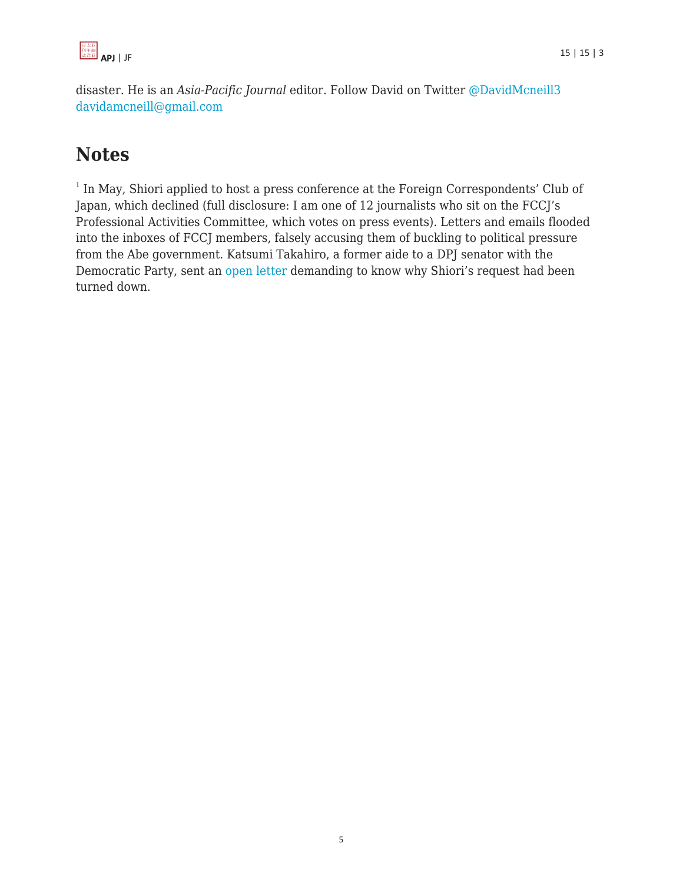disaster. He is an *Asia-Pacific Journal* editor. Follow David on Twitter @DavidMcneill3 davidamcneill@gmail.com

## Notes

[1] In May, Shiori applied to host a press conference at the Foreign Correspondents' Club of Japan, which declined (full disclosure: I am one of 12 journalists who sit on the FCCJ's Professional Activities Committee, which votes on press events). Letters and emails flooded into the inboxes of FCCJ members, falsely accusing them of buckling to political pressure from the Abe government. Katsumi Takahiro, a former aide to a DPJ senator with the Democratic Party, sent an open letter demanding to know why Shiori's request had been turned down.